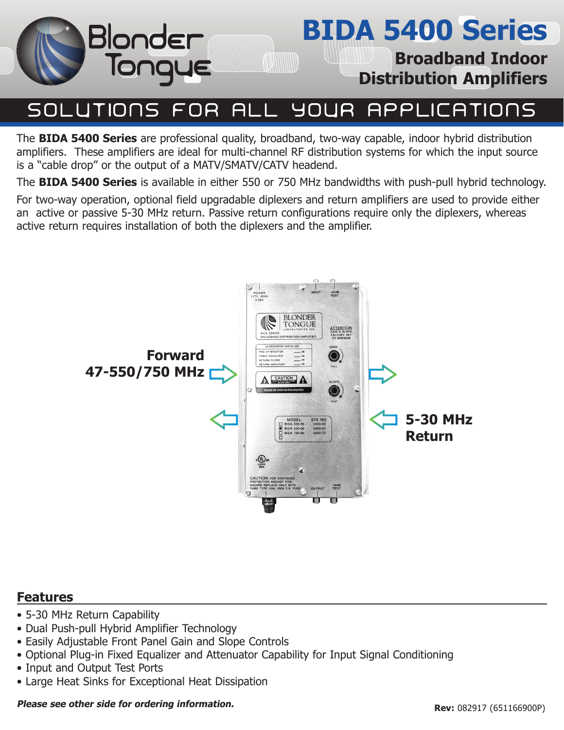# BIDA 5400 Series

## Broadband Indoor Distribution Amplifiers

SOLUTIONS FOR ALL YOUR APPLICATIONS

The **BIDA 5400 Series** are professional quality, broadband, two-way capable, indoor hybrid distribution amplifiers. These amplifiers are ideal for multi-channel RF distribution systems for which the input source is a "cable drop" or the output of a MATV/SMATV/CATV headend.

The **BIDA 5400 Series** is available in either 550 or 750 MHz bandwidths with push-pull hybrid technology.

For two-way operation, optional field upgradable diplexers and return amplifiers are used to provide either an active or passive 5-30 MHz return. Passive return configurations require only the diplexers, whereas active return requires installation of both the diplexers and the amplifier.

**Forward 47-550/750 MHz**

**5-30 MHz Return**

## Features

- 5-30 MHz Return Capability
- Dual Push-pull Hybrid Amplifier Technology
- Easily Adjustable Front Panel Gain and Slope Controls
- Optional Plug-in Fixed Equalizer and Attenuator Capability for Input Signal Conditioning
- Input and Output Test Ports
- Large Heat Sinks for Exceptional Heat Dissipation

***Please see other side for ordering information.***

**Rev:** 082917 (651166900P)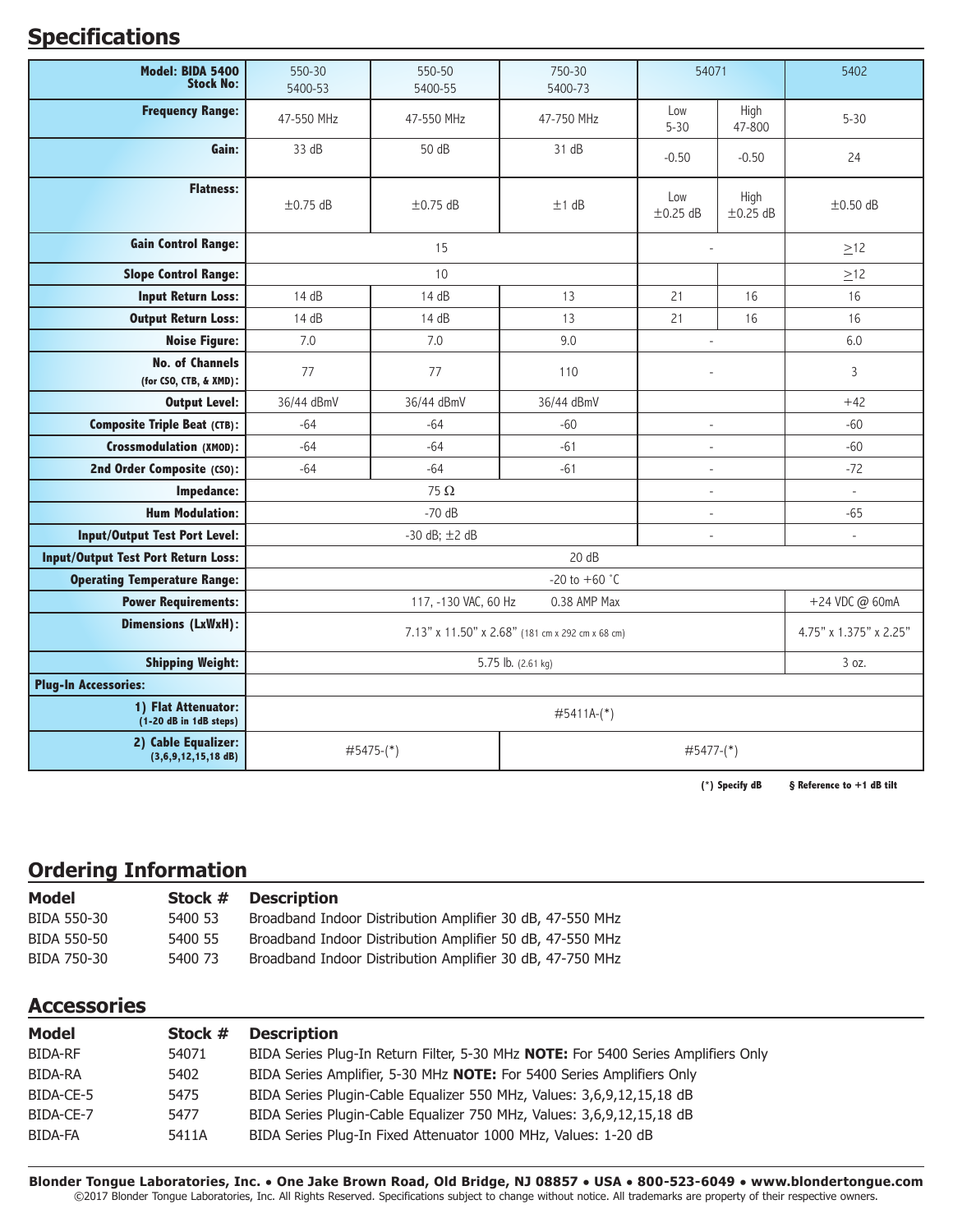## Specifications

| Model: BIDA 5400 Stock No: | 550-30 5400-53 | 550-50 5400-55 | 750-30 5400-73 | 54071 | | 5402 |
|---|---|---|---|---|---|---|
| **Frequency Range:** | 47-550 MHz | 47-550 MHz | 47-750 MHz | Low 5-30 | High 47-800 | 5-30 |
| **Gain:** | 33 dB | 50 dB | 31 dB | -0.50 | -0.50 | 24 |
| **Flatness:** | ±0.75 dB | ±0.75 dB | ±1 dB | Low ±0.25 dB | High ±0.25 dB | ±0.50 dB |
| **Gain Control Range:** | 15 | | | - | | ≥12 |
| **Slope Control Range:** | 10 | | | | | ≥12 |
| **Input Return Loss:** | 14 dB | 14 dB | 13 | 21 | 16 | 16 |
| **Output Return Loss:** | 14 dB | 14 dB | 13 | 21 | 16 | 16 |
| **Noise Figure:** | 7.0 | 7.0 | 9.0 | - | | 6.0 |
| **No. of Channels (for CSO, CTB, & XMD):** | 77 | 77 | 110 | - | | 3 |
| **Output Level:** | 36/44 dBmV | 36/44 dBmV | 36/44 dBmV | | | +42 |
| **Composite Triple Beat (CTB):** | -64 | -64 | -60 | - | | -60 |
| **Crossmodulation (XMOD):** | -64 | -64 | -61 | - | | -60 |
| **2nd Order Composite (CSO):** | -64 | -64 | -61 | - | | -72 |
| **Impedance:** | 75 Ω | | | - | | - |
| **Hum Modulation:** | -70 dB | | | - | | -65 |
| **Input/Output Test Port Level:** | -30 dB; ±2 dB | | | - | | - |
| **Input/Output Test Port Return Loss:** | 20 dB | | | | | |
| **Operating Temperature Range:** | -20 to +60 ˚C | | | | | |
| **Power Requirements:** | 117, -130 VAC, 60 Hz 0.38 AMP Max | | | | | +24 VDC @ 60mA |
| **Dimensions (LxWxH):** | 7.13" x 11.50" x 2.68" (181 cm x 292 cm x 68 cm) | | | | | 4.75" x 1.375" x 2.25" |
| **Shipping Weight:** | 5.75 lb. (2.61 kg) | | | | | 3 oz. |
| **Plug-In Accessories:** | | | | | | |
| **1) Flat Attenuator: (1-20 dB in 1dB steps)** | #5411A-(*) | | | | | |
| **2) Cable Equalizer: (3,6,9,12,15,18 dB)** | #5475-(*) | | #5477-(*) | | | |

**(*) Specify dB** **§ Reference to +1 dB tilt**

## Ordering Information

| Model | Stock # | Description |
|---|---|---|
| BIDA 550-30 | 5400 53 | Broadband Indoor Distribution Amplifier 30 dB, 47-550 MHz |
| BIDA 550-50 | 5400 55 | Broadband Indoor Distribution Amplifier 50 dB, 47-550 MHz |
| BIDA 750-30 | 5400 73 | Broadband Indoor Distribution Amplifier 30 dB, 47-750 MHz |

## Accessories

| Model | Stock # | Description |
|---|---|---|
| BIDA-RF | 54071 | BIDA Series Plug-In Return Filter, 5-30 MHz **NOTE:** For 5400 Series Amplifiers Only |
| BIDA-RA | 5402 | BIDA Series Amplifier, 5-30 MHz **NOTE:** For 5400 Series Amplifiers Only |
| BIDA-CE-5 | 5475 | BIDA Series Plugin-Cable Equalizer 550 MHz, Values: 3,6,9,12,15,18 dB |
| BIDA-CE-7 | 5477 | BIDA Series Plugin-Cable Equalizer 750 MHz, Values: 3,6,9,12,15,18 dB |
| BIDA-FA | 5411A | BIDA Series Plug-In Fixed Attenuator 1000 MHz, Values: 1-20 dB |

**Blonder Tongue Laboratories, Inc. • One Jake Brown Road, Old Bridge, NJ 08857 • USA • 800-523-6049 • www.blondertongue.com**

©2017 Blonder Tongue Laboratories, Inc. All Rights Reserved. Specifications subject to change without notice. All trademarks are property of their respective owners.